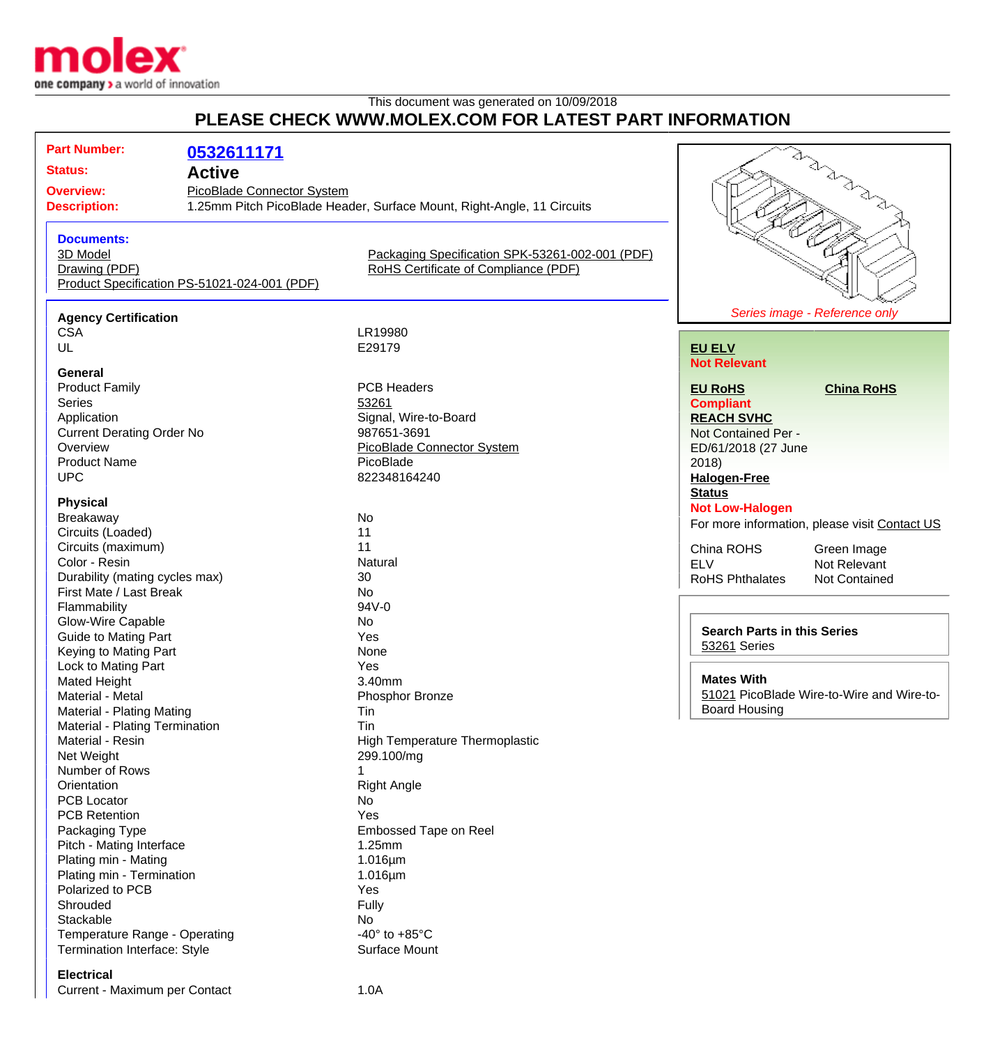This document was generated on 10/09/2018

# PLEASE CHECK WWW.MOLEX.COM FOR LATEST PART INFORMATION

**Part Number:** 0532611171

**Status:** Active

**Overview:** PicoBlade Connector System

**Description:** 1.25mm Pitch PicoBlade Header, Surface Mount, Right-Angle, 11 Circuits

### Documents:

- 3D Model
- Drawing (PDF)
- Product Specification PS-51021-024-001 (PDF)
- Packaging Specification SPK-53261-002-001 (PDF)
- RoHS Certificate of Compliance (PDF)

*Series image - Reference only*

### Agency Certification

| | |
|---|---|
| CSA | LR19980 |
| UL | E29179 |

### General

| | |
|---|---|
| Product Family | PCB Headers |
| Series | 53261 |
| Application | Signal, Wire-to-Board |
| Current Derating Order No | 987651-3691 |
| Overview | PicoBlade Connector System |
| Product Name | PicoBlade |
| UPC | 822348164240 |

### Physical

| | |
|---|---|
| Breakaway | No |
| Circuits (Loaded) | 11 |
| Circuits (maximum) | 11 |
| Color - Resin | Natural |
| Durability (mating cycles max) | 30 |
| First Mate / Last Break | No |
| Flammability | 94V-0 |
| Glow-Wire Capable | No |
| Guide to Mating Part | Yes |
| Keying to Mating Part | None |
| Lock to Mating Part | Yes |
| Mated Height | 3.40mm |
| Material - Metal | Phosphor Bronze |
| Material - Plating Mating | Tin |
| Material - Plating Termination | Tin |
| Material - Resin | High Temperature Thermoplastic |
| Net Weight | 299.100/mg |
| Number of Rows | 1 |
| Orientation | Right Angle |
| PCB Locator | No |
| PCB Retention | Yes |
| Packaging Type | Embossed Tape on Reel |
| Pitch - Mating Interface | 1.25mm |
| Plating min - Mating | 1.016µm |
| Plating min - Termination | 1.016µm |
| Polarized to PCB | Yes |
| Shrouded | Fully |
| Stackable | No |
| Temperature Range - Operating | -40° to +85°C |
| Termination Interface: Style | Surface Mount |

### Electrical

| | |
|---|---|
| Current - Maximum per Contact | 1.0A |

**EU ELV**
Not Relevant

**EU RoHS**
Compliant

**China RoHS**

**REACH SVHC**
Not Contained Per - ED/61/2018 (27 June 2018)

**Halogen-Free Status**
Not Low-Halogen

For more information, please visit Contact US

| | |
|---|---|
| China ROHS | Green Image |
| ELV | Not Relevant |
| RoHS Phthalates | Not Contained |

**Search Parts in this Series**
53261 Series

**Mates With**
51021 PicoBlade Wire-to-Wire and Wire-to-Board Housing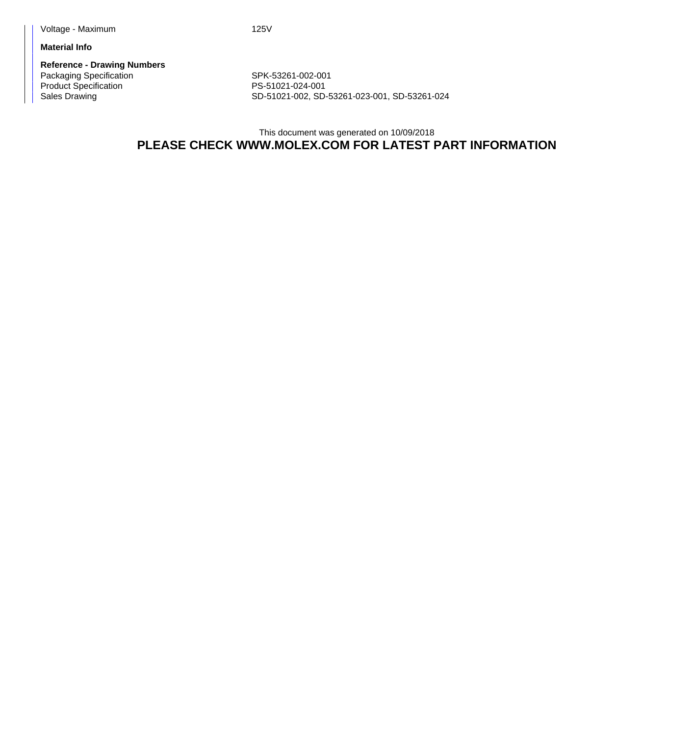| | |
|---|---|
| Voltage - Maximum | 125V |

**Material Info**

**Reference - Drawing Numbers**

| | |
|---|---|
| Packaging Specification | SPK-53261-002-001 |
| Product Specification | PS-51021-024-001 |
| Sales Drawing | SD-51021-002, SD-53261-023-001, SD-53261-024 |

This document was generated on 10/09/2018

**PLEASE CHECK WWW.MOLEX.COM FOR LATEST PART INFORMATION**